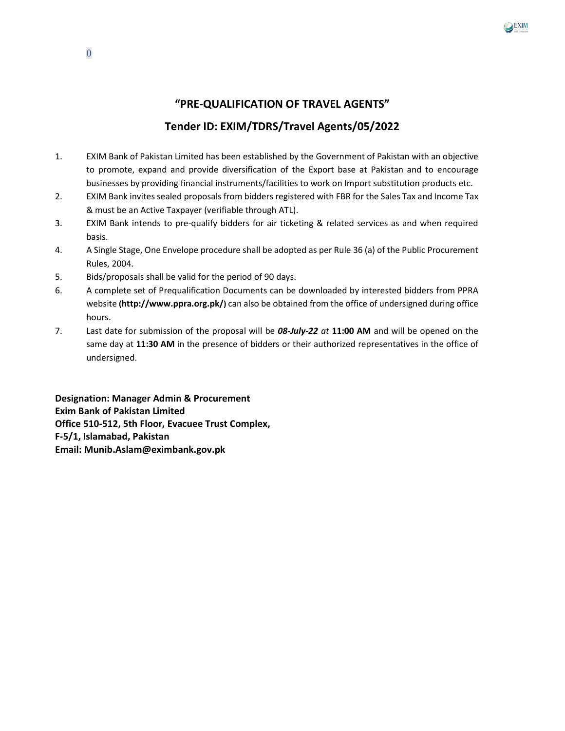0

## "PRE-QUALIFICATION OF TRAVEL AGENTS"

## Tender ID: EXIM/TDRS/Travel Agents/05/2022

1. EXIM Bank of Pakistan Limited has been established by the Government of Pakistan with an objective to promote, expand and provide diversification of the Export base at Pakistan and to encourage businesses by providing financial instruments/facilities to work on Import substitution products etc.
2. EXIM Bank invites sealed proposals from bidders registered with FBR for the Sales Tax and Income Tax & must be an Active Taxpayer (verifiable through ATL).
3. EXIM Bank intends to pre-qualify bidders for air ticketing & related services as and when required basis.
4. A Single Stage, One Envelope procedure shall be adopted as per Rule 36 (a) of the Public Procurement Rules, 2004.
5. Bids/proposals shall be valid for the period of 90 days.
6. A complete set of Prequalification Documents can be downloaded by interested bidders from PPRA website **(http://www.ppra.org.pk/)** can also be obtained from the office of undersigned during office hours.
7. Last date for submission of the proposal will be ***08-July-22*** *at* **11:00 AM** and will be opened on the same day at **11:30 AM** in the presence of bidders or their authorized representatives in the office of undersigned.

**Designation: Manager Admin & Procurement**
**Exim Bank of Pakistan Limited**
**Office 510-512, 5th Floor, Evacuee Trust Complex,**
**F-5/1, Islamabad, Pakistan**
**Email: Munib.Aslam@eximbank.gov.pk**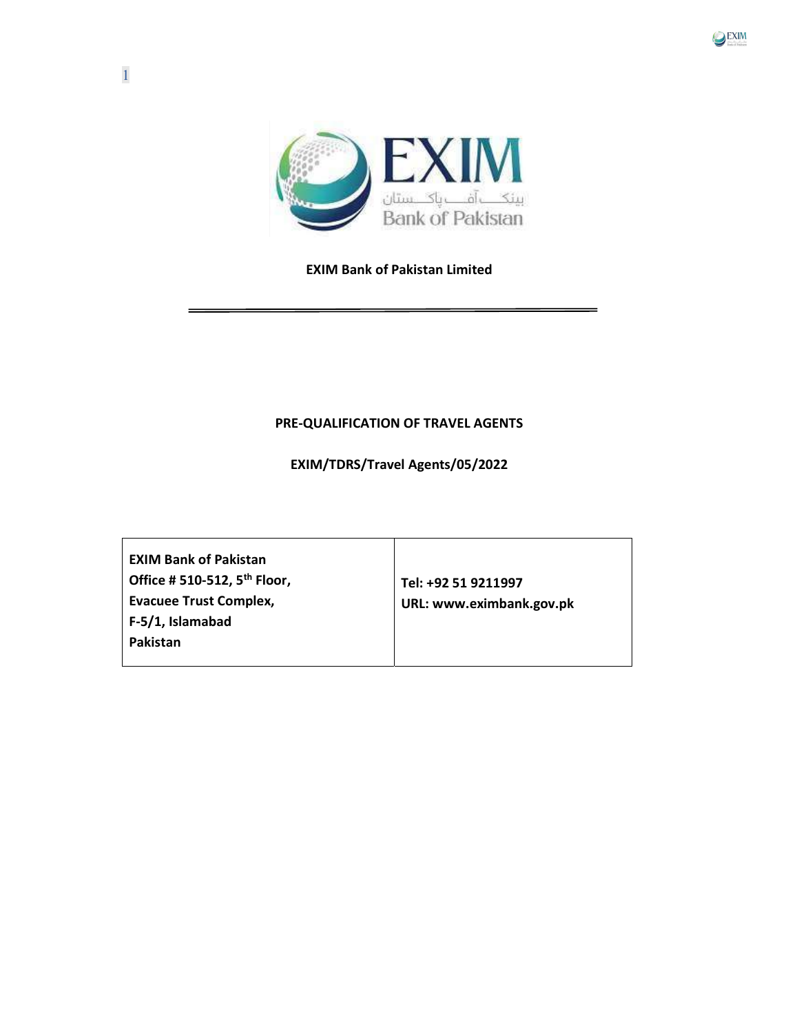**EXIM Bank of Pakistan Limited**

---

**PRE-QUALIFICATION OF TRAVEL AGENTS**

**EXIM/TDRS/Travel Agents/05/2022**

| | |
|---|---|
| **EXIM Bank of Pakistan**<br>**Office # 510-512, 5th Floor,**<br>**Evacuee Trust Complex,**<br>**F-5/1, Islamabad**<br>**Pakistan** | **Tel: +92 51 9211997**<br>**URL: www.eximbank.gov.pk** |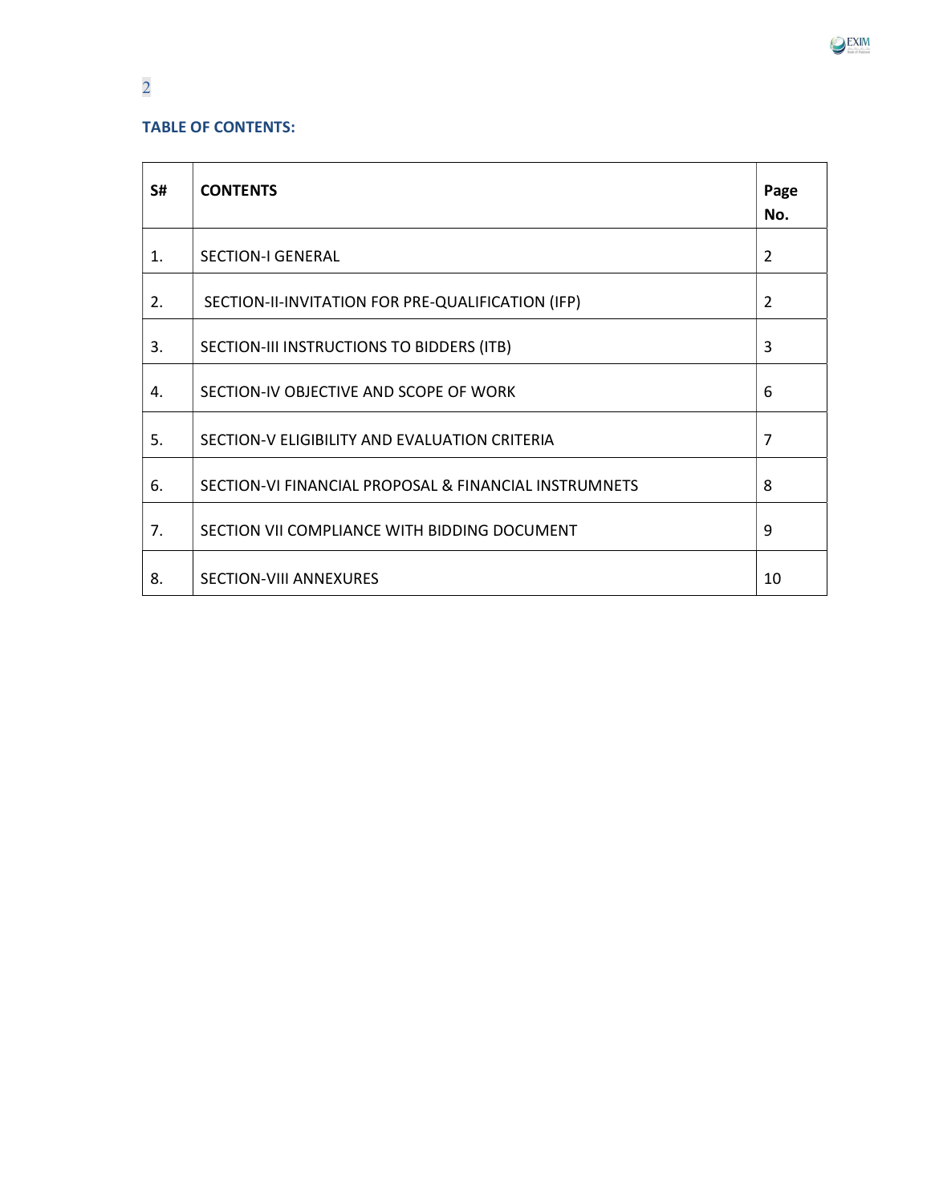## TABLE OF CONTENTS:

| S# | CONTENTS | Page No. |
|---|---|---|
| 1. | SECTION-I GENERAL | 2 |
| 2. | SECTION-II-INVITATION FOR PRE-QUALIFICATION (IFP) | 2 |
| 3. | SECTION-III INSTRUCTIONS TO BIDDERS (ITB) | 3 |
| 4. | SECTION-IV OBJECTIVE AND SCOPE OF WORK | 6 |
| 5. | SECTION-V ELIGIBILITY AND EVALUATION CRITERIA | 7 |
| 6. | SECTION-VI FINANCIAL PROPOSAL & FINANCIAL INSTRUMNETS | 8 |
| 7. | SECTION VII COMPLIANCE WITH BIDDING DOCUMENT | 9 |
| 8. | SECTION-VIII ANNEXURES | 10 |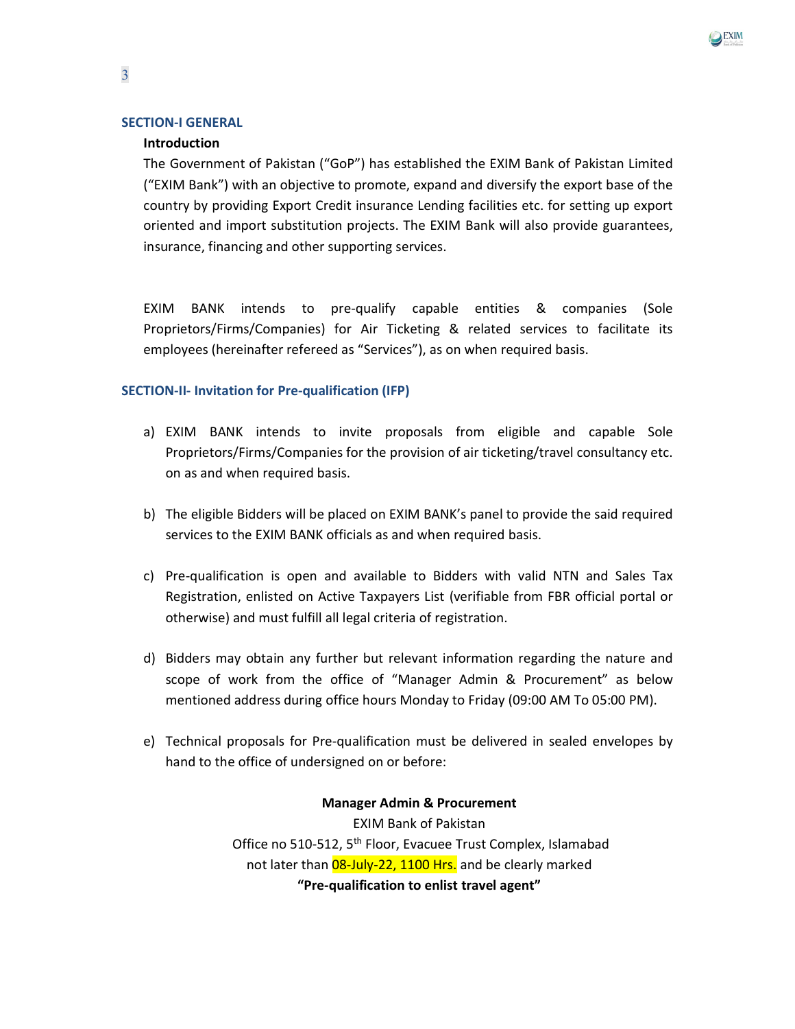## SECTION-I GENERAL

**Introduction**

The Government of Pakistan ("GoP") has established the EXIM Bank of Pakistan Limited ("EXIM Bank") with an objective to promote, expand and diversify the export base of the country by providing Export Credit insurance Lending facilities etc. for setting up export oriented and import substitution projects. The EXIM Bank will also provide guarantees, insurance, financing and other supporting services.

EXIM BANK intends to pre-qualify capable entities & companies (Sole Proprietors/Firms/Companies) for Air Ticketing & related services to facilitate its employees (hereinafter refereed as "Services"), as on when required basis.

## SECTION-II- Invitation for Pre-qualification (IFP)

a) EXIM BANK intends to invite proposals from eligible and capable Sole Proprietors/Firms/Companies for the provision of air ticketing/travel consultancy etc. on as and when required basis.

b) The eligible Bidders will be placed on EXIM BANK's panel to provide the said required services to the EXIM BANK officials as and when required basis.

c) Pre-qualification is open and available to Bidders with valid NTN and Sales Tax Registration, enlisted on Active Taxpayers List (verifiable from FBR official portal or otherwise) and must fulfill all legal criteria of registration.

d) Bidders may obtain any further but relevant information regarding the nature and scope of work from the office of "Manager Admin & Procurement" as below mentioned address during office hours Monday to Friday (09:00 AM To 05:00 PM).

e) Technical proposals for Pre-qualification must be delivered in sealed envelopes by hand to the office of undersigned on or before:

**Manager Admin & Procurement**
EXIM Bank of Pakistan
Office no 510-512, 5th Floor, Evacuee Trust Complex, Islamabad
not later than 08-July-22, 1100 Hrs. and be clearly marked
**"Pre-qualification to enlist travel agent"**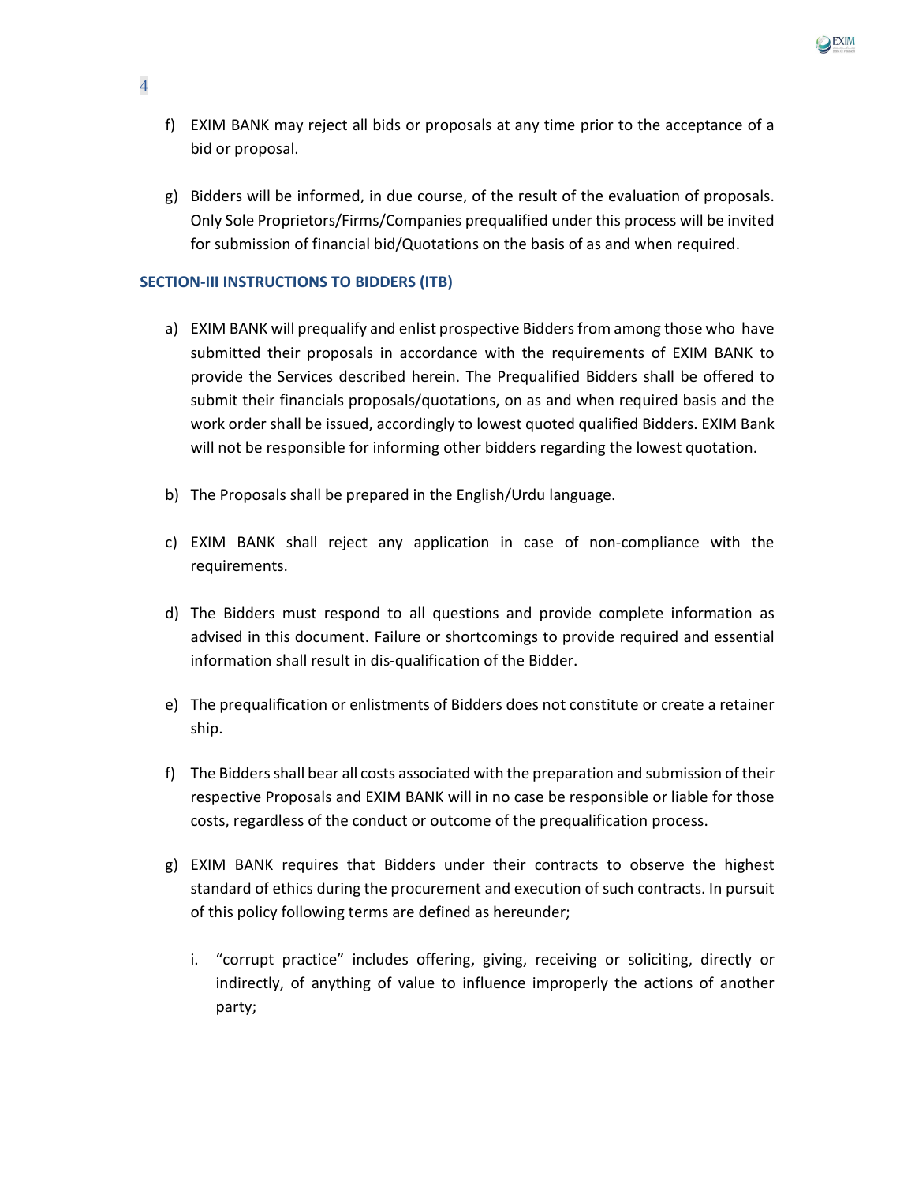f) EXIM BANK may reject all bids or proposals at any time prior to the acceptance of a bid or proposal.

g) Bidders will be informed, in due course, of the result of the evaluation of proposals. Only Sole Proprietors/Firms/Companies prequalified under this process will be invited for submission of financial bid/Quotations on the basis of as and when required.

### SECTION-III INSTRUCTIONS TO BIDDERS (ITB)

a) EXIM BANK will prequalify and enlist prospective Bidders from among those who have submitted their proposals in accordance with the requirements of EXIM BANK to provide the Services described herein. The Prequalified Bidders shall be offered to submit their financials proposals/quotations, on as and when required basis and the work order shall be issued, accordingly to lowest quoted qualified Bidders. EXIM Bank will not be responsible for informing other bidders regarding the lowest quotation.

b) The Proposals shall be prepared in the English/Urdu language.

c) EXIM BANK shall reject any application in case of non-compliance with the requirements.

d) The Bidders must respond to all questions and provide complete information as advised in this document. Failure or shortcomings to provide required and essential information shall result in dis-qualification of the Bidder.

e) The prequalification or enlistments of Bidders does not constitute or create a retainer ship.

f) The Bidders shall bear all costs associated with the preparation and submission of their respective Proposals and EXIM BANK will in no case be responsible or liable for those costs, regardless of the conduct or outcome of the prequalification process.

g) EXIM BANK requires that Bidders under their contracts to observe the highest standard of ethics during the procurement and execution of such contracts. In pursuit of this policy following terms are defined as hereunder;

   i. "corrupt practice" includes offering, giving, receiving or soliciting, directly or indirectly, of anything of value to influence improperly the actions of another party;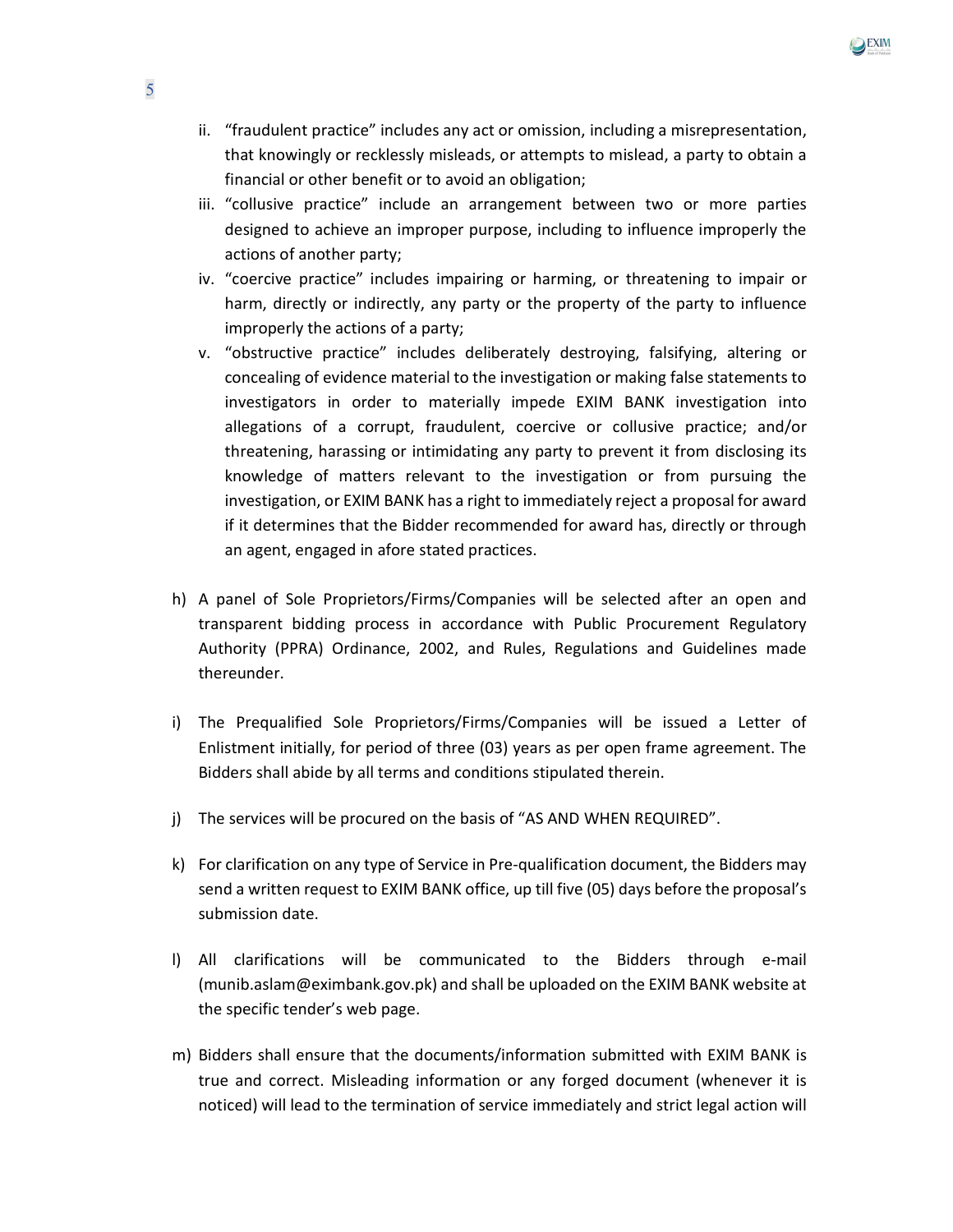ii. "fraudulent practice" includes any act or omission, including a misrepresentation, that knowingly or recklessly misleads, or attempts to mislead, a party to obtain a financial or other benefit or to avoid an obligation;

iii. "collusive practice" include an arrangement between two or more parties designed to achieve an improper purpose, including to influence improperly the actions of another party;

iv. "coercive practice" includes impairing or harming, or threatening to impair or harm, directly or indirectly, any party or the property of the party to influence improperly the actions of a party;

v. "obstructive practice" includes deliberately destroying, falsifying, altering or concealing of evidence material to the investigation or making false statements to investigators in order to materially impede EXIM BANK investigation into allegations of a corrupt, fraudulent, coercive or collusive practice; and/or threatening, harassing or intimidating any party to prevent it from disclosing its knowledge of matters relevant to the investigation or from pursuing the investigation, or EXIM BANK has a right to immediately reject a proposal for award if it determines that the Bidder recommended for award has, directly or through an agent, engaged in afore stated practices.

h) A panel of Sole Proprietors/Firms/Companies will be selected after an open and transparent bidding process in accordance with Public Procurement Regulatory Authority (PPRA) Ordinance, 2002, and Rules, Regulations and Guidelines made thereunder.

i) The Prequalified Sole Proprietors/Firms/Companies will be issued a Letter of Enlistment initially, for period of three (03) years as per open frame agreement. The Bidders shall abide by all terms and conditions stipulated therein.

j) The services will be procured on the basis of "AS AND WHEN REQUIRED".

k) For clarification on any type of Service in Pre-qualification document, the Bidders may send a written request to EXIM BANK office, up till five (05) days before the proposal's submission date.

l) All clarifications will be communicated to the Bidders through e-mail (munib.aslam@eximbank.gov.pk) and shall be uploaded on the EXIM BANK website at the specific tender's web page.

m) Bidders shall ensure that the documents/information submitted with EXIM BANK is true and correct. Misleading information or any forged document (whenever it is noticed) will lead to the termination of service immediately and strict legal action will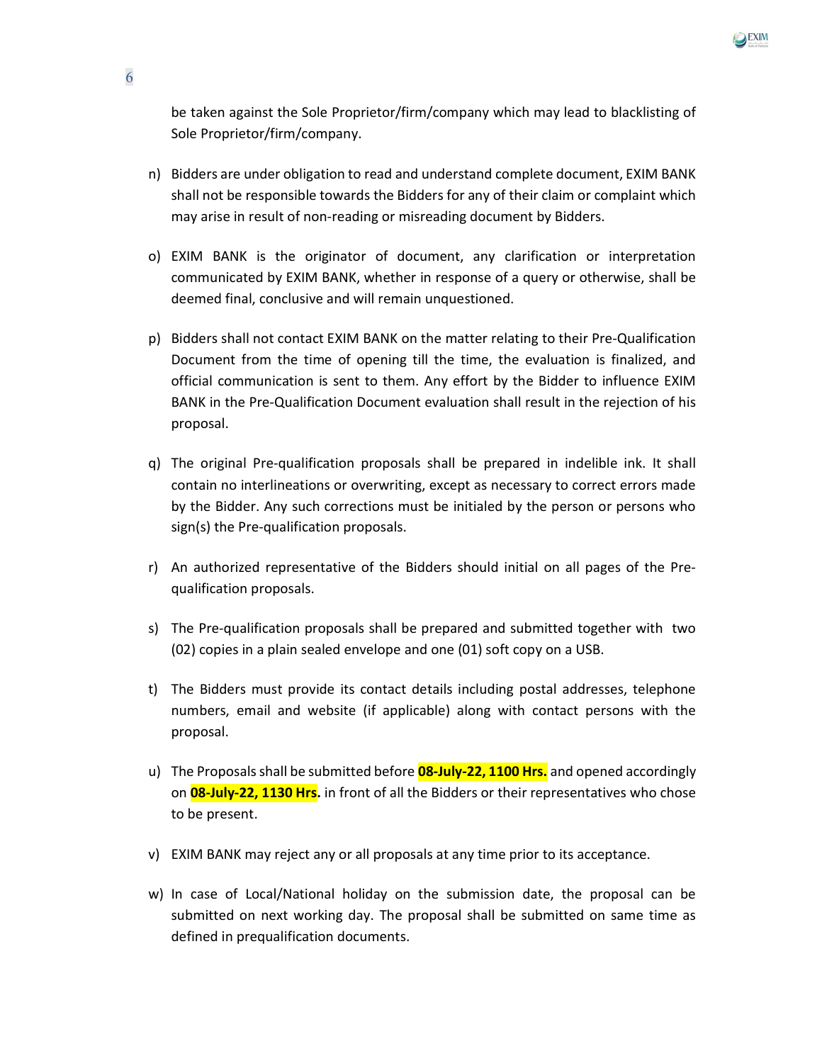be taken against the Sole Proprietor/firm/company which may lead to blacklisting of Sole Proprietor/firm/company.

n) Bidders are under obligation to read and understand complete document, EXIM BANK shall not be responsible towards the Bidders for any of their claim or complaint which may arise in result of non-reading or misreading document by Bidders.

o) EXIM BANK is the originator of document, any clarification or interpretation communicated by EXIM BANK, whether in response of a query or otherwise, shall be deemed final, conclusive and will remain unquestioned.

p) Bidders shall not contact EXIM BANK on the matter relating to their Pre-Qualification Document from the time of opening till the time, the evaluation is finalized, and official communication is sent to them. Any effort by the Bidder to influence EXIM BANK in the Pre-Qualification Document evaluation shall result in the rejection of his proposal.

q) The original Pre-qualification proposals shall be prepared in indelible ink. It shall contain no interlineations or overwriting, except as necessary to correct errors made by the Bidder. Any such corrections must be initialed by the person or persons who sign(s) the Pre-qualification proposals.

r) An authorized representative of the Bidders should initial on all pages of the Pre-qualification proposals.

s) The Pre-qualification proposals shall be prepared and submitted together with two (02) copies in a plain sealed envelope and one (01) soft copy on a USB.

t) The Bidders must provide its contact details including postal addresses, telephone numbers, email and website (if applicable) along with contact persons with the proposal.

u) The Proposals shall be submitted before **08-July-22, 1100 Hrs.** and opened accordingly on **08-July-22, 1130 Hrs.** in front of all the Bidders or their representatives who chose to be present.

v) EXIM BANK may reject any or all proposals at any time prior to its acceptance.

w) In case of Local/National holiday on the submission date, the proposal can be submitted on next working day. The proposal shall be submitted on same time as defined in prequalification documents.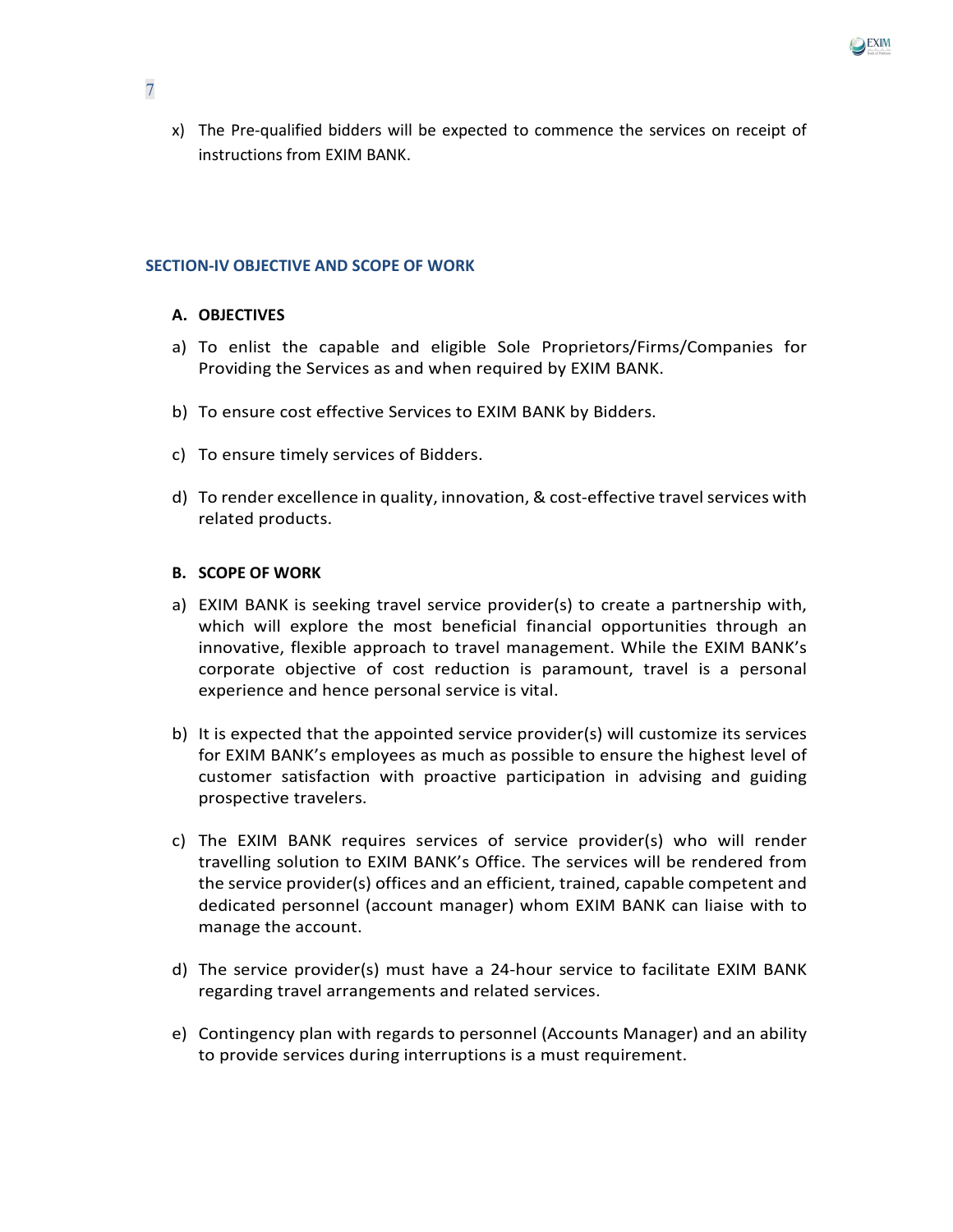x) The Pre-qualified bidders will be expected to commence the services on receipt of instructions from EXIM BANK.

## SECTION-IV OBJECTIVE AND SCOPE OF WORK

### A. OBJECTIVES

a) To enlist the capable and eligible Sole Proprietors/Firms/Companies for Providing the Services as and when required by EXIM BANK.

b) To ensure cost effective Services to EXIM BANK by Bidders.

c) To ensure timely services of Bidders.

d) To render excellence in quality, innovation, & cost-effective travel services with related products.

### B. SCOPE OF WORK

a) EXIM BANK is seeking travel service provider(s) to create a partnership with, which will explore the most beneficial financial opportunities through an innovative, flexible approach to travel management. While the EXIM BANK's corporate objective of cost reduction is paramount, travel is a personal experience and hence personal service is vital.

b) It is expected that the appointed service provider(s) will customize its services for EXIM BANK's employees as much as possible to ensure the highest level of customer satisfaction with proactive participation in advising and guiding prospective travelers.

c) The EXIM BANK requires services of service provider(s) who will render travelling solution to EXIM BANK's Office. The services will be rendered from the service provider(s) offices and an efficient, trained, capable competent and dedicated personnel (account manager) whom EXIM BANK can liaise with to manage the account.

d) The service provider(s) must have a 24-hour service to facilitate EXIM BANK regarding travel arrangements and related services.

e) Contingency plan with regards to personnel (Accounts Manager) and an ability to provide services during interruptions is a must requirement.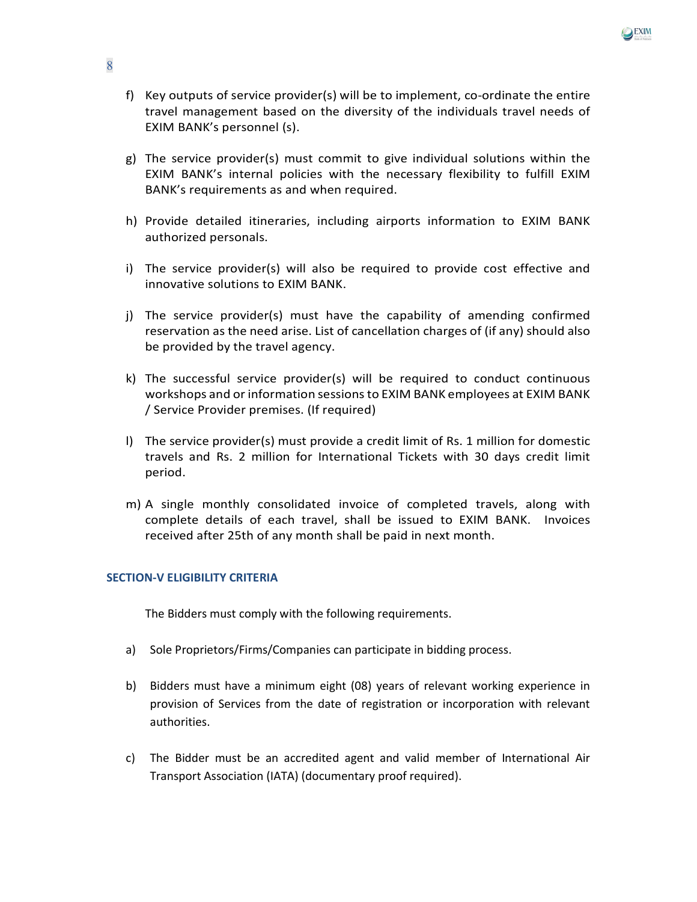f) Key outputs of service provider(s) will be to implement, co-ordinate the entire travel management based on the diversity of the individuals travel needs of EXIM BANK's personnel (s).

g) The service provider(s) must commit to give individual solutions within the EXIM BANK's internal policies with the necessary flexibility to fulfill EXIM BANK's requirements as and when required.

h) Provide detailed itineraries, including airports information to EXIM BANK authorized personals.

i) The service provider(s) will also be required to provide cost effective and innovative solutions to EXIM BANK.

j) The service provider(s) must have the capability of amending confirmed reservation as the need arise. List of cancellation charges of (if any) should also be provided by the travel agency.

k) The successful service provider(s) will be required to conduct continuous workshops and or information sessions to EXIM BANK employees at EXIM BANK / Service Provider premises. (If required)

l) The service provider(s) must provide a credit limit of Rs. 1 million for domestic travels and Rs. 2 million for International Tickets with 30 days credit limit period.

m) A single monthly consolidated invoice of completed travels, along with complete details of each travel, shall be issued to EXIM BANK. Invoices received after 25th of any month shall be paid in next month.

## SECTION-V ELIGIBILITY CRITERIA

The Bidders must comply with the following requirements.

a) Sole Proprietors/Firms/Companies can participate in bidding process.

b) Bidders must have a minimum eight (08) years of relevant working experience in provision of Services from the date of registration or incorporation with relevant authorities.

c) The Bidder must be an accredited agent and valid member of International Air Transport Association (IATA) (documentary proof required).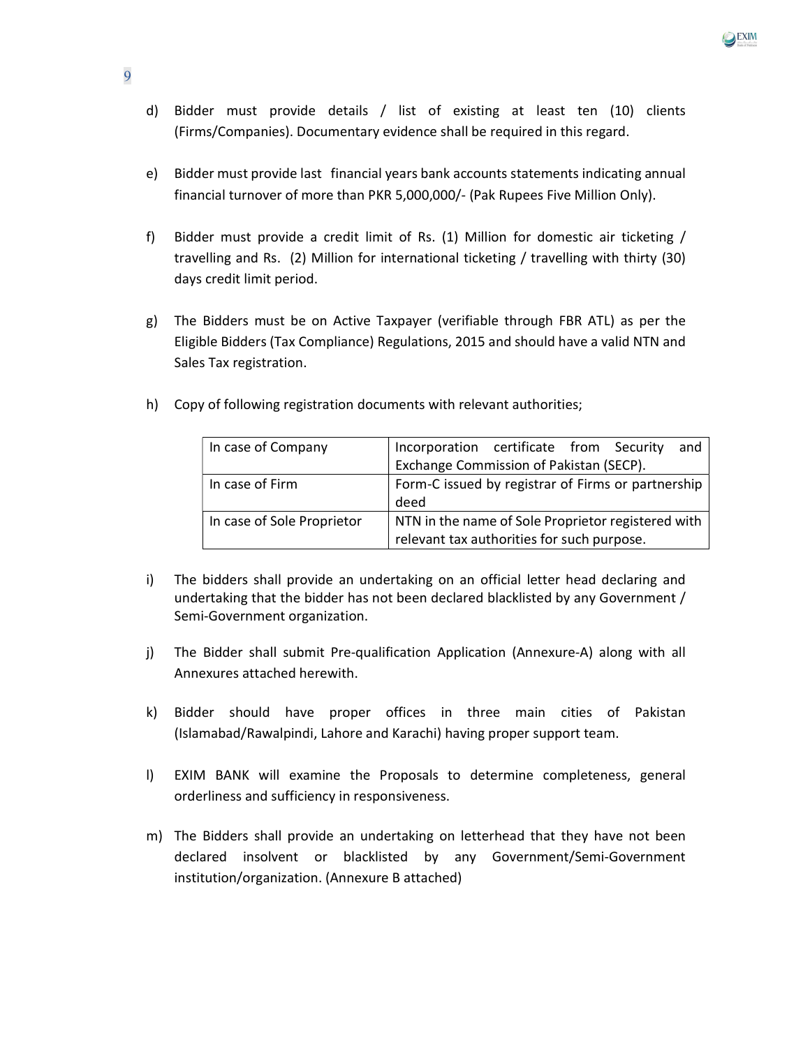d) Bidder must provide details / list of existing at least ten (10) clients (Firms/Companies). Documentary evidence shall be required in this regard.

e) Bidder must provide last financial years bank accounts statements indicating annual financial turnover of more than PKR 5,000,000/- (Pak Rupees Five Million Only).

f) Bidder must provide a credit limit of Rs. (1) Million for domestic air ticketing / travelling and Rs. (2) Million for international ticketing / travelling with thirty (30) days credit limit period.

g) The Bidders must be on Active Taxpayer (verifiable through FBR ATL) as per the Eligible Bidders (Tax Compliance) Regulations, 2015 and should have a valid NTN and Sales Tax registration.

h) Copy of following registration documents with relevant authorities;

| | |
|---|---|
| In case of Company | Incorporation certificate from Security and Exchange Commission of Pakistan (SECP). |
| In case of Firm | Form-C issued by registrar of Firms or partnership deed |
| In case of Sole Proprietor | NTN in the name of Sole Proprietor registered with relevant tax authorities for such purpose. |

i) The bidders shall provide an undertaking on an official letter head declaring and undertaking that the bidder has not been declared blacklisted by any Government / Semi-Government organization.

j) The Bidder shall submit Pre-qualification Application (Annexure-A) along with all Annexures attached herewith.

k) Bidder should have proper offices in three main cities of Pakistan (Islamabad/Rawalpindi, Lahore and Karachi) having proper support team.

l) EXIM BANK will examine the Proposals to determine completeness, general orderliness and sufficiency in responsiveness.

m) The Bidders shall provide an undertaking on letterhead that they have not been declared insolvent or blacklisted by any Government/Semi-Government institution/organization. (Annexure B attached)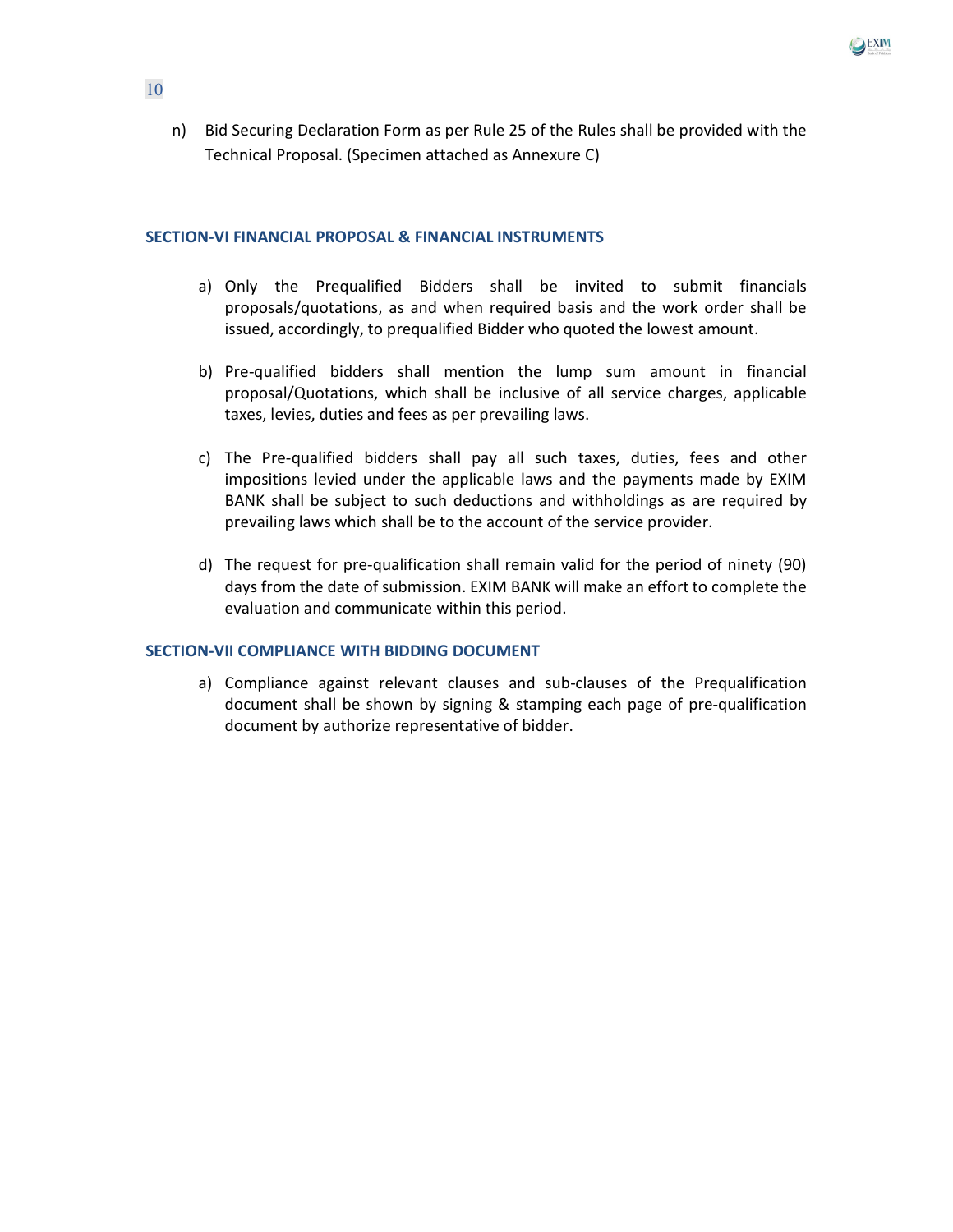n) Bid Securing Declaration Form as per Rule 25 of the Rules shall be provided with the Technical Proposal. (Specimen attached as Annexure C)

### SECTION-VI FINANCIAL PROPOSAL & FINANCIAL INSTRUMENTS

a) Only the Prequalified Bidders shall be invited to submit financials proposals/quotations, as and when required basis and the work order shall be issued, accordingly, to prequalified Bidder who quoted the lowest amount.

b) Pre-qualified bidders shall mention the lump sum amount in financial proposal/Quotations, which shall be inclusive of all service charges, applicable taxes, levies, duties and fees as per prevailing laws.

c) The Pre-qualified bidders shall pay all such taxes, duties, fees and other impositions levied under the applicable laws and the payments made by EXIM BANK shall be subject to such deductions and withholdings as are required by prevailing laws which shall be to the account of the service provider.

d) The request for pre-qualification shall remain valid for the period of ninety (90) days from the date of submission. EXIM BANK will make an effort to complete the evaluation and communicate within this period.

### SECTION-VII COMPLIANCE WITH BIDDING DOCUMENT

a) Compliance against relevant clauses and sub-clauses of the Prequalification document shall be shown by signing & stamping each page of pre-qualification document by authorize representative of bidder.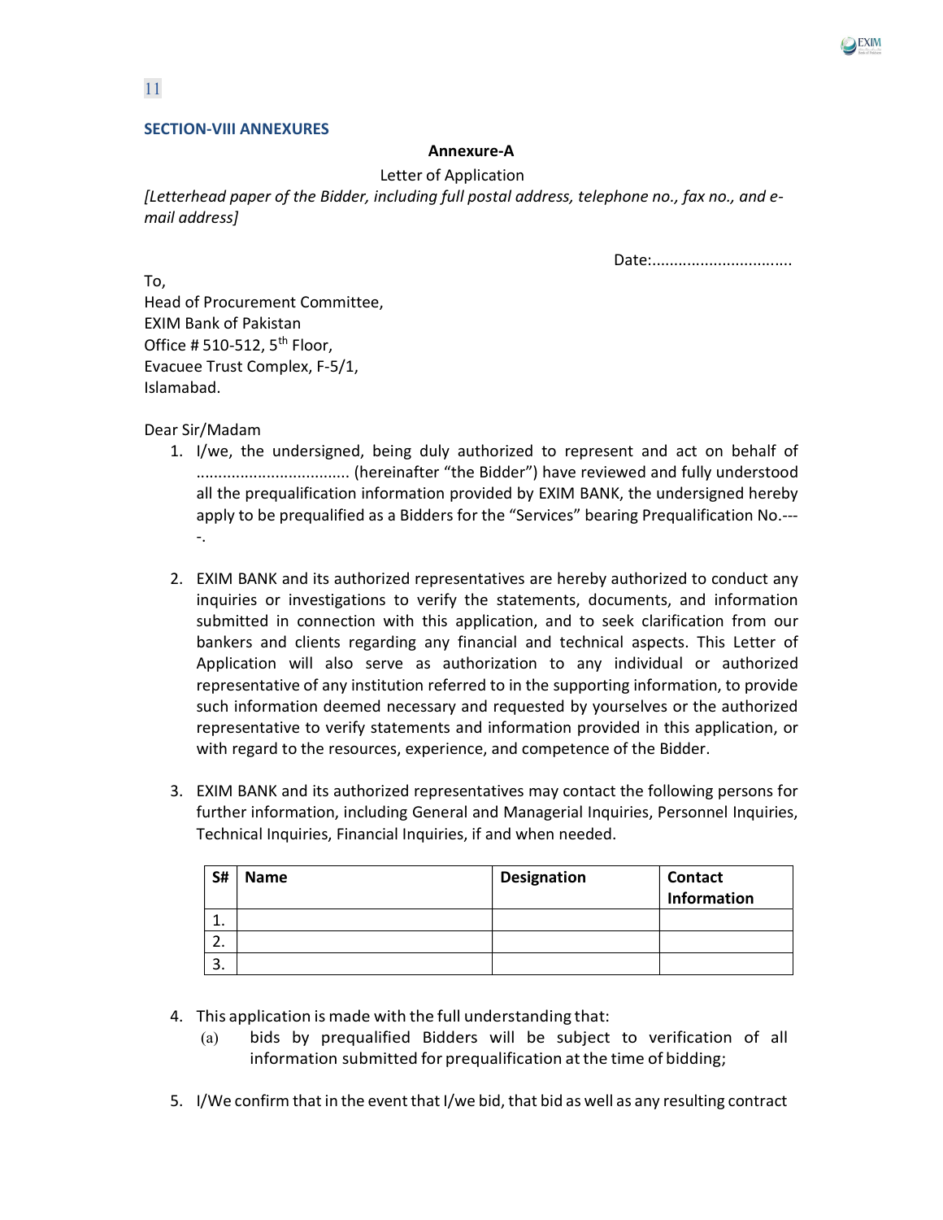## SECTION-VIII ANNEXURES

### Annexure-A

Letter of Application

*[Letterhead paper of the Bidder, including full postal address, telephone no., fax no., and e-mail address]*

Date:...............................

To,
Head of Procurement Committee,
EXIM Bank of Pakistan
Office # 510-512, 5th Floor,
Evacuee Trust Complex, F-5/1,
Islamabad.

Dear Sir/Madam

1. I/we, the undersigned, being duly authorized to represent and act on behalf of .................................. (hereinafter "the Bidder") have reviewed and fully understood all the prequalification information provided by EXIM BANK, the undersigned hereby apply to be prequalified as a Bidders for the "Services" bearing Prequalification No.----.

2. EXIM BANK and its authorized representatives are hereby authorized to conduct any inquiries or investigations to verify the statements, documents, and information submitted in connection with this application, and to seek clarification from our bankers and clients regarding any financial and technical aspects. This Letter of Application will also serve as authorization to any individual or authorized representative of any institution referred to in the supporting information, to provide such information deemed necessary and requested by yourselves or the authorized representative to verify statements and information provided in this application, or with regard to the resources, experience, and competence of the Bidder.

3. EXIM BANK and its authorized representatives may contact the following persons for further information, including General and Managerial Inquiries, Personnel Inquiries, Technical Inquiries, Financial Inquiries, if and when needed.

| S# | Name | Designation | Contact Information |
|---|---|---|---|
| 1. | | | |
| 2. | | | |
| 3. | | | |

4. This application is made with the full understanding that:
   (a) bids by prequalified Bidders will be subject to verification of all information submitted for prequalification at the time of bidding;

5. I/We confirm that in the event that I/we bid, that bid as well as any resulting contract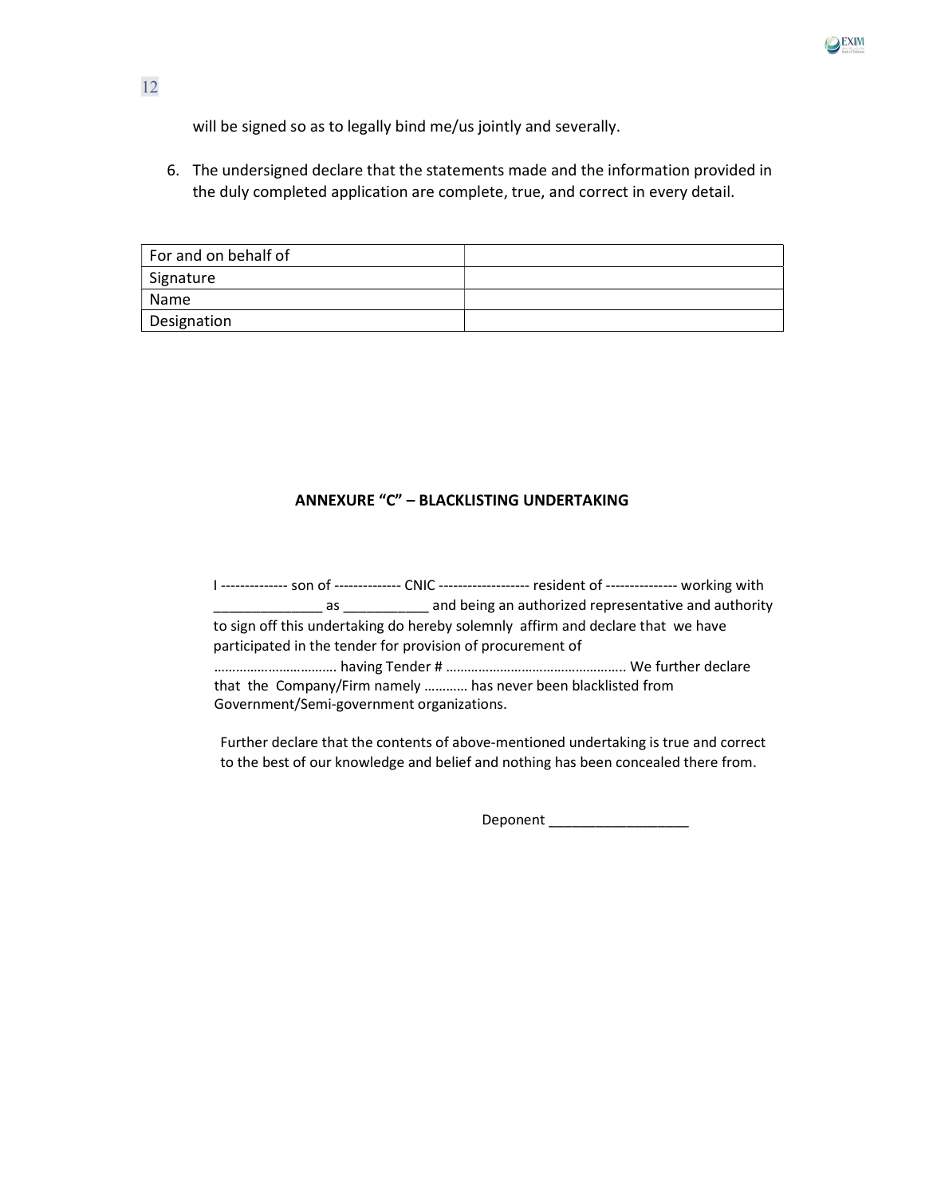will be signed so as to legally bind me/us jointly and severally.

6. The undersigned declare that the statements made and the information provided in the duly completed application are complete, true, and correct in every detail.

| For and on behalf of | |
|---|---|
| Signature | |
| Name | |
| Designation | |

## ANNEXURE "C" – BLACKLISTING UNDERTAKING

I -------------- son of -------------- CNIC ------------------- resident of --------------- working with ______________ as ___________ and being an authorized representative and authority to sign off this undertaking do hereby solemnly affirm and declare that we have participated in the tender for provision of procurement of ……………………………. having Tender # ………………………………………….. We further declare that the Company/Firm namely ………… has never been blacklisted from Government/Semi-government organizations.

Further declare that the contents of above-mentioned undertaking is true and correct to the best of our knowledge and belief and nothing has been concealed there from.

Deponent __________________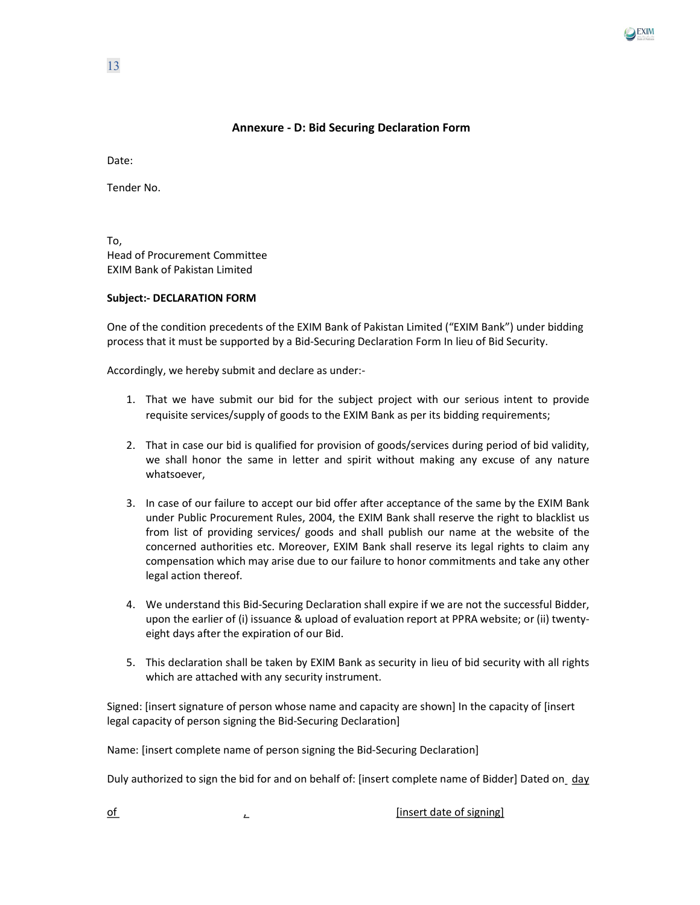## Annexure - D: Bid Securing Declaration Form

Date:

Tender No.

To,
Head of Procurement Committee
EXIM Bank of Pakistan Limited

**Subject:- DECLARATION FORM**

One of the condition precedents of the EXIM Bank of Pakistan Limited ("EXIM Bank") under bidding process that it must be supported by a Bid-Securing Declaration Form In lieu of Bid Security.

Accordingly, we hereby submit and declare as under:-

1. That we have submit our bid for the subject project with our serious intent to provide requisite services/supply of goods to the EXIM Bank as per its bidding requirements;

2. That in case our bid is qualified for provision of goods/services during period of bid validity, we shall honor the same in letter and spirit without making any excuse of any nature whatsoever,

3. In case of our failure to accept our bid offer after acceptance of the same by the EXIM Bank under Public Procurement Rules, 2004, the EXIM Bank shall reserve the right to blacklist us from list of providing services/ goods and shall publish our name at the website of the concerned authorities etc. Moreover, EXIM Bank shall reserve its legal rights to claim any compensation which may arise due to our failure to honor commitments and take any other legal action thereof.

4. We understand this Bid-Securing Declaration shall expire if we are not the successful Bidder, upon the earlier of (i) issuance & upload of evaluation report at PPRA website; or (ii) twenty-eight days after the expiration of our Bid.

5. This declaration shall be taken by EXIM Bank as security in lieu of bid security with all rights which are attached with any security instrument.

Signed: [insert signature of person whose name and capacity are shown] In the capacity of [insert legal capacity of person signing the Bid-Securing Declaration]

Name: [insert complete name of person signing the Bid-Securing Declaration]

Duly authorized to sign the bid for and on behalf of: [insert complete name of Bidder] Dated on ____ day of ____________, ____________ [insert date of signing]